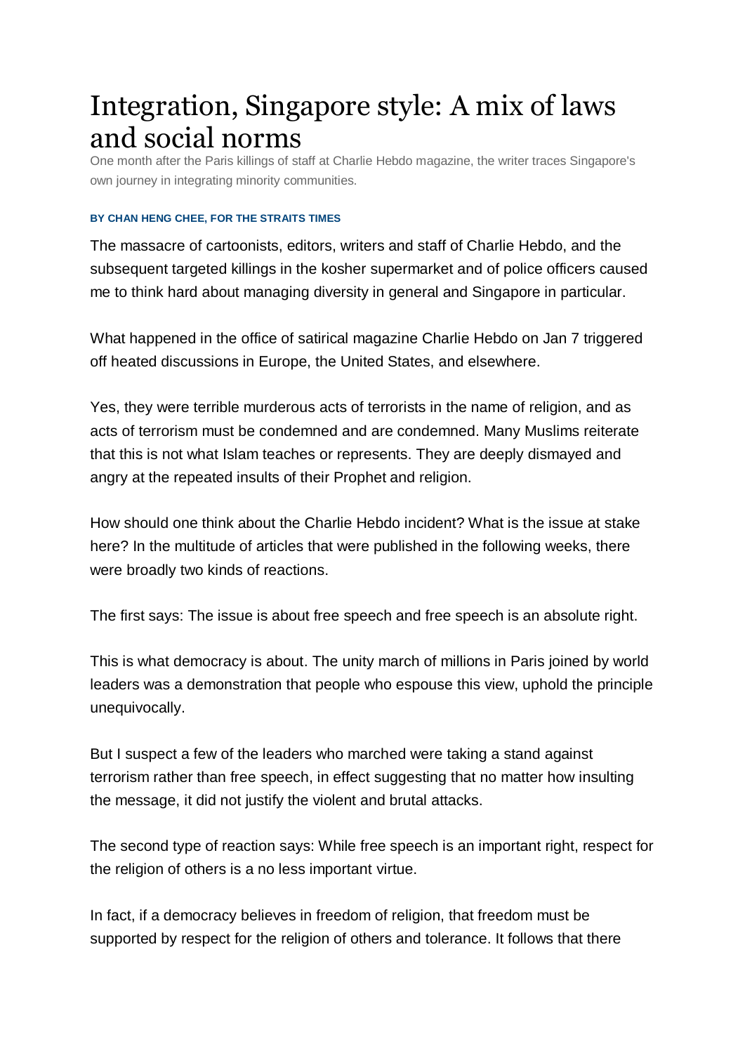# Integration, Singapore style: A mix of laws and social norms

One month after the Paris killings of staff at Charlie Hebdo magazine, the writer traces Singapore's own journey in integrating minority communities.

**BY CHAN HENG CHEE, FOR THE STRAITS TIMES**

The massacre of cartoonists, editors, writers and staff of Charlie Hebdo, and the subsequent targeted killings in the kosher supermarket and of police officers caused me to think hard about managing diversity in general and Singapore in particular.

What happened in the office of satirical magazine Charlie Hebdo on Jan 7 triggered off heated discussions in Europe, the United States, and elsewhere.

Yes, they were terrible murderous acts of terrorists in the name of religion, and as acts of terrorism must be condemned and are condemned. Many Muslims reiterate that this is not what Islam teaches or represents. They are deeply dismayed and angry at the repeated insults of their Prophet and religion.

How should one think about the Charlie Hebdo incident? What is the issue at stake here? In the multitude of articles that were published in the following weeks, there were broadly two kinds of reactions.

The first says: The issue is about free speech and free speech is an absolute right.

This is what democracy is about. The unity march of millions in Paris joined by world leaders was a demonstration that people who espouse this view, uphold the principle unequivocally.

But I suspect a few of the leaders who marched were taking a stand against terrorism rather than free speech, in effect suggesting that no matter how insulting the message, it did not justify the violent and brutal attacks.

The second type of reaction says: While free speech is an important right, respect for the religion of others is a no less important virtue.

In fact, if a democracy believes in freedom of religion, that freedom must be supported by respect for the religion of others and tolerance. It follows that there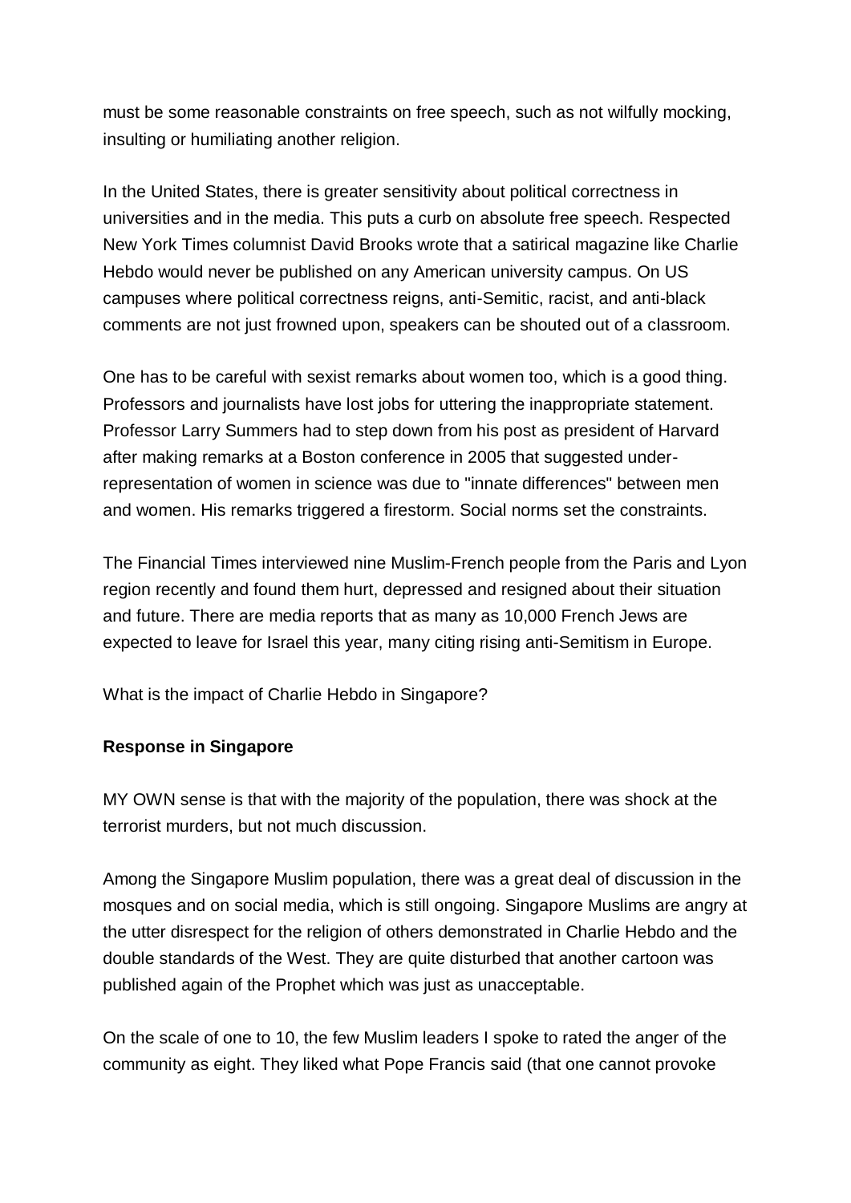must be some reasonable constraints on free speech, such as not wilfully mocking, insulting or humiliating another religion.

In the United States, there is greater sensitivity about political correctness in universities and in the media. This puts a curb on absolute free speech. Respected New York Times columnist David Brooks wrote that a satirical magazine like Charlie Hebdo would never be published on any American university campus. On US campuses where political correctness reigns, anti-Semitic, racist, and anti-black comments are not just frowned upon, speakers can be shouted out of a classroom.

One has to be careful with sexist remarks about women too, which is a good thing. Professors and journalists have lost jobs for uttering the inappropriate statement. Professor Larry Summers had to step down from his post as president of Harvard after making remarks at a Boston conference in 2005 that suggested under-representation of women in science was due to "innate differences" between men and women. His remarks triggered a firestorm. Social norms set the constraints.

The Financial Times interviewed nine Muslim-French people from the Paris and Lyon region recently and found them hurt, depressed and resigned about their situation and future. There are media reports that as many as 10,000 French Jews are expected to leave for Israel this year, many citing rising anti-Semitism in Europe.

What is the impact of Charlie Hebdo in Singapore?

**Response in Singapore**

MY OWN sense is that with the majority of the population, there was shock at the terrorist murders, but not much discussion.

Among the Singapore Muslim population, there was a great deal of discussion in the mosques and on social media, which is still ongoing. Singapore Muslims are angry at the utter disrespect for the religion of others demonstrated in Charlie Hebdo and the double standards of the West. They are quite disturbed that another cartoon was published again of the Prophet which was just as unacceptable.

On the scale of one to 10, the few Muslim leaders I spoke to rated the anger of the community as eight. They liked what Pope Francis said (that one cannot provoke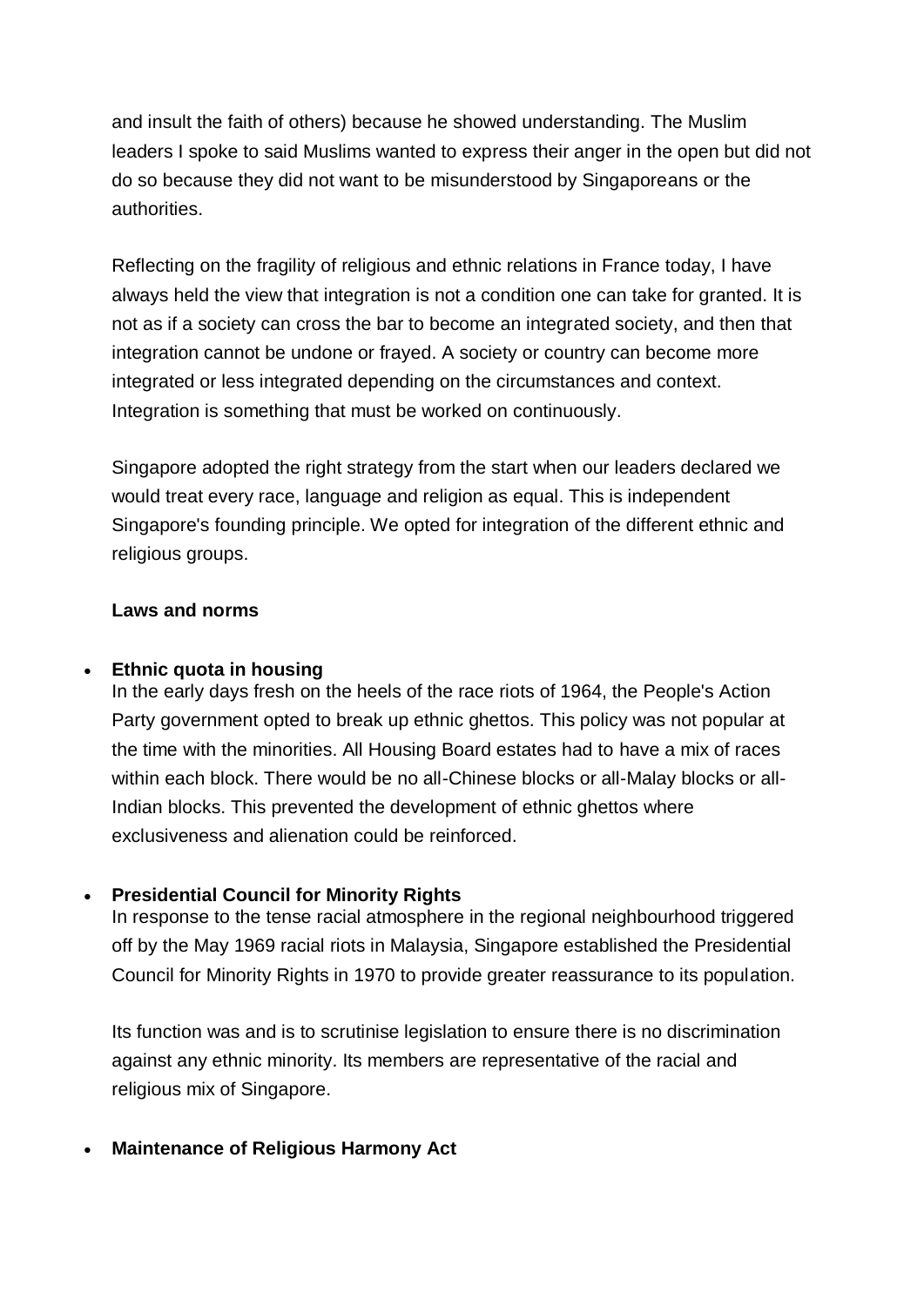and insult the faith of others) because he showed understanding. The Muslim leaders I spoke to said Muslims wanted to express their anger in the open but did not do so because they did not want to be misunderstood by Singaporeans or the authorities.

Reflecting on the fragility of religious and ethnic relations in France today, I have always held the view that integration is not a condition one can take for granted. It is not as if a society can cross the bar to become an integrated society, and then that integration cannot be undone or frayed. A society or country can become more integrated or less integrated depending on the circumstances and context. Integration is something that must be worked on continuously.

Singapore adopted the right strategy from the start when our leaders declared we would treat every race, language and religion as equal. This is independent Singapore's founding principle. We opted for integration of the different ethnic and religious groups.

**Laws and norms**

- **Ethnic quota in housing**
  In the early days fresh on the heels of the race riots of 1964, the People's Action Party government opted to break up ethnic ghettos. This policy was not popular at the time with the minorities. All Housing Board estates had to have a mix of races within each block. There would be no all-Chinese blocks or all-Malay blocks or all-Indian blocks. This prevented the development of ethnic ghettos where exclusiveness and alienation could be reinforced.

- **Presidential Council for Minority Rights**
  In response to the tense racial atmosphere in the regional neighbourhood triggered off by the May 1969 racial riots in Malaysia, Singapore established the Presidential Council for Minority Rights in 1970 to provide greater reassurance to its population.

  Its function was and is to scrutinise legislation to ensure there is no discrimination against any ethnic minority. Its members are representative of the racial and religious mix of Singapore.

- **Maintenance of Religious Harmony Act**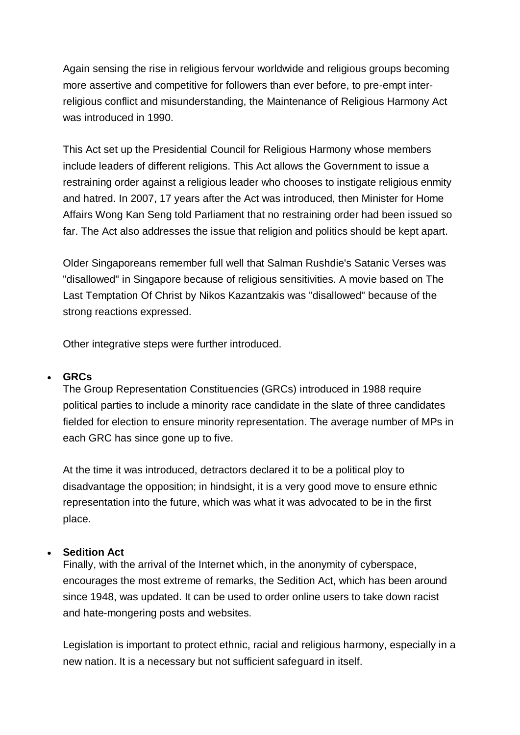Again sensing the rise in religious fervour worldwide and religious groups becoming more assertive and competitive for followers than ever before, to pre-empt inter-religious conflict and misunderstanding, the Maintenance of Religious Harmony Act was introduced in 1990.

This Act set up the Presidential Council for Religious Harmony whose members include leaders of different religions. This Act allows the Government to issue a restraining order against a religious leader who chooses to instigate religious enmity and hatred. In 2007, 17 years after the Act was introduced, then Minister for Home Affairs Wong Kan Seng told Parliament that no restraining order had been issued so far. The Act also addresses the issue that religion and politics should be kept apart.

Older Singaporeans remember full well that Salman Rushdie's Satanic Verses was "disallowed" in Singapore because of religious sensitivities. A movie based on The Last Temptation Of Christ by Nikos Kazantzakis was "disallowed" because of the strong reactions expressed.

Other integrative steps were further introduced.

- **GRCs**
  The Group Representation Constituencies (GRCs) introduced in 1988 require political parties to include a minority race candidate in the slate of three candidates fielded for election to ensure minority representation. The average number of MPs in each GRC has since gone up to five.

  At the time it was introduced, detractors declared it to be a political ploy to disadvantage the opposition; in hindsight, it is a very good move to ensure ethnic representation into the future, which was what it was advocated to be in the first place.

- **Sedition Act**
  Finally, with the arrival of the Internet which, in the anonymity of cyberspace, encourages the most extreme of remarks, the Sedition Act, which has been around since 1948, was updated. It can be used to order online users to take down racist and hate-mongering posts and websites.

  Legislation is important to protect ethnic, racial and religious harmony, especially in a new nation. It is a necessary but not sufficient safeguard in itself.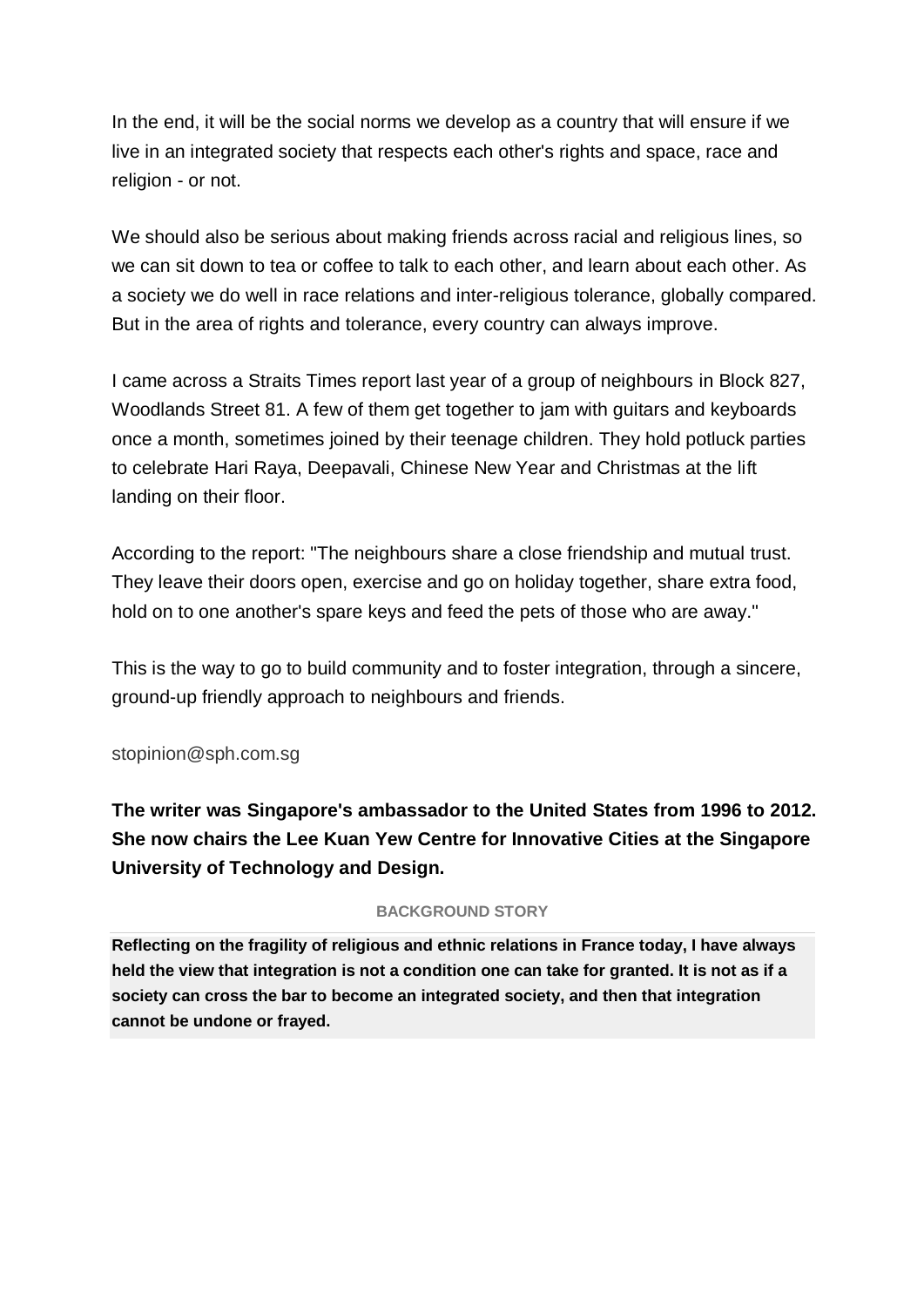In the end, it will be the social norms we develop as a country that will ensure if we live in an integrated society that respects each other's rights and space, race and religion - or not.

We should also be serious about making friends across racial and religious lines, so we can sit down to tea or coffee to talk to each other, and learn about each other. As a society we do well in race relations and inter-religious tolerance, globally compared. But in the area of rights and tolerance, every country can always improve.

I came across a Straits Times report last year of a group of neighbours in Block 827, Woodlands Street 81. A few of them get together to jam with guitars and keyboards once a month, sometimes joined by their teenage children. They hold potluck parties to celebrate Hari Raya, Deepavali, Chinese New Year and Christmas at the lift landing on their floor.

According to the report: "The neighbours share a close friendship and mutual trust. They leave their doors open, exercise and go on holiday together, share extra food, hold on to one another's spare keys and feed the pets of those who are away."

This is the way to go to build community and to foster integration, through a sincere, ground-up friendly approach to neighbours and friends.

stopinion@sph.com.sg

**The writer was Singapore's ambassador to the United States from 1996 to 2012. She now chairs the Lee Kuan Yew Centre for Innovative Cities at the Singapore University of Technology and Design.**

**BACKGROUND STORY**

**Reflecting on the fragility of religious and ethnic relations in France today, I have always held the view that integration is not a condition one can take for granted. It is not as if a society can cross the bar to become an integrated society, and then that integration cannot be undone or frayed.**